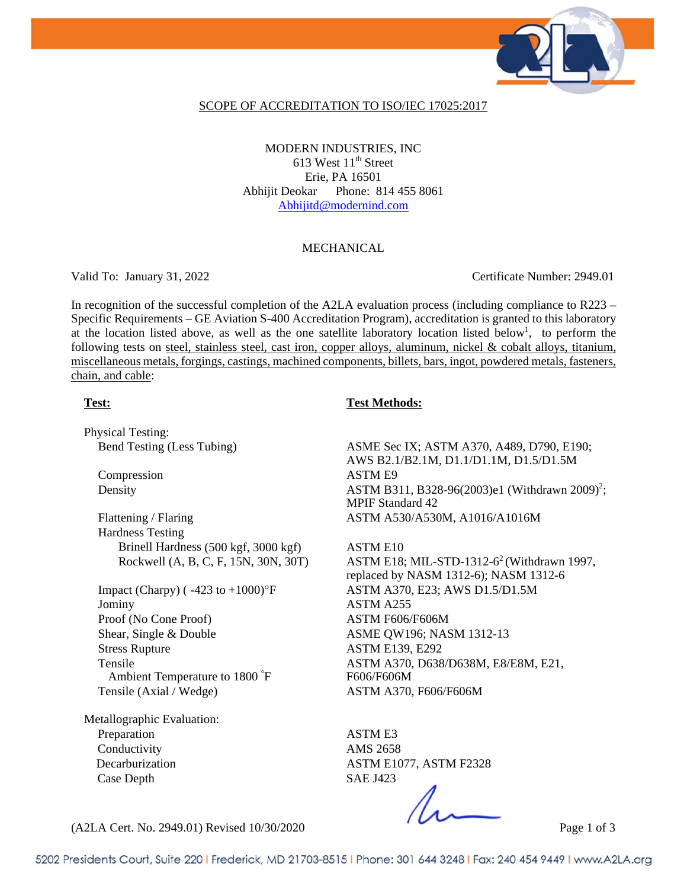SCOPE OF ACCREDITATION TO ISO/IEC 17025:2017

MODERN INDUSTRIES, INC
613 West 11th Street
Erie, PA 16501
Abhijit Deokar Phone: 814 455 8061
Abhijitd@modernind.com

MECHANICAL

Valid To: January 31, 2022 Certificate Number: 2949.01

In recognition of the successful completion of the A2LA evaluation process (including compliance to R223 – Specific Requirements – GE Aviation S-400 Accreditation Program), accreditation is granted to this laboratory at the location listed above, as well as the one satellite laboratory location listed below[1], to perform the following tests on steel, stainless steel, cast iron, copper alloys, aluminum, nickel & cobalt alloys, titanium, miscellaneous metals, forgings, castings, machined components, billets, bars, ingot, powdered metals, fasteners, chain, and cable:

| **Test:** | **Test Methods:** |
|---|---|
| Physical Testing: | |
| Bend Testing (Less Tubing) | ASME Sec IX; ASTM A370, A489, D790, E190; AWS B2.1/B2.1M, D1.1/D1.1M, D1.5/D1.5M |
| Compression | ASTM E9 |
| Density | ASTM B311, B328-96(2003)e1 (Withdrawn 2009)[2]; MPIF Standard 42 |
| Flattening / Flaring | ASTM A530/A530M, A1016/A1016M |
| Hardness Testing | |
| Brinell Hardness (500 kgf, 3000 kgf) | ASTM E10 |
| Rockwell (A, B, C, F, 15N, 30N, 30T) | ASTM E18; MIL-STD-1312-6[2] (Withdrawn 1997, replaced by NASM 1312-6); NASM 1312-6 |
| Impact (Charpy) ( -423 to +1000)°F | ASTM A370, E23; AWS D1.5/D1.5M |
| Jominy | ASTM A255 |
| Proof (No Cone Proof) | ASTM F606/F606M |
| Shear, Single & Double | ASME QW196; NASM 1312-13 |
| Stress Rupture | ASTM E139, E292 |
| Tensile Ambient Temperature to 1800 °F | ASTM A370, D638/D638M, E8/E8M, E21, F606/F606M |
| Tensile (Axial / Wedge) | ASTM A370, F606/F606M |
| Metallographic Evaluation: | |
| Preparation | ASTM E3 |
| Conductivity | AMS 2658 |
| Decarburization | ASTM E1077, ASTM F2328 |
| Case Depth | SAE J423 |

(A2LA Cert. No. 2949.01) Revised 10/30/2020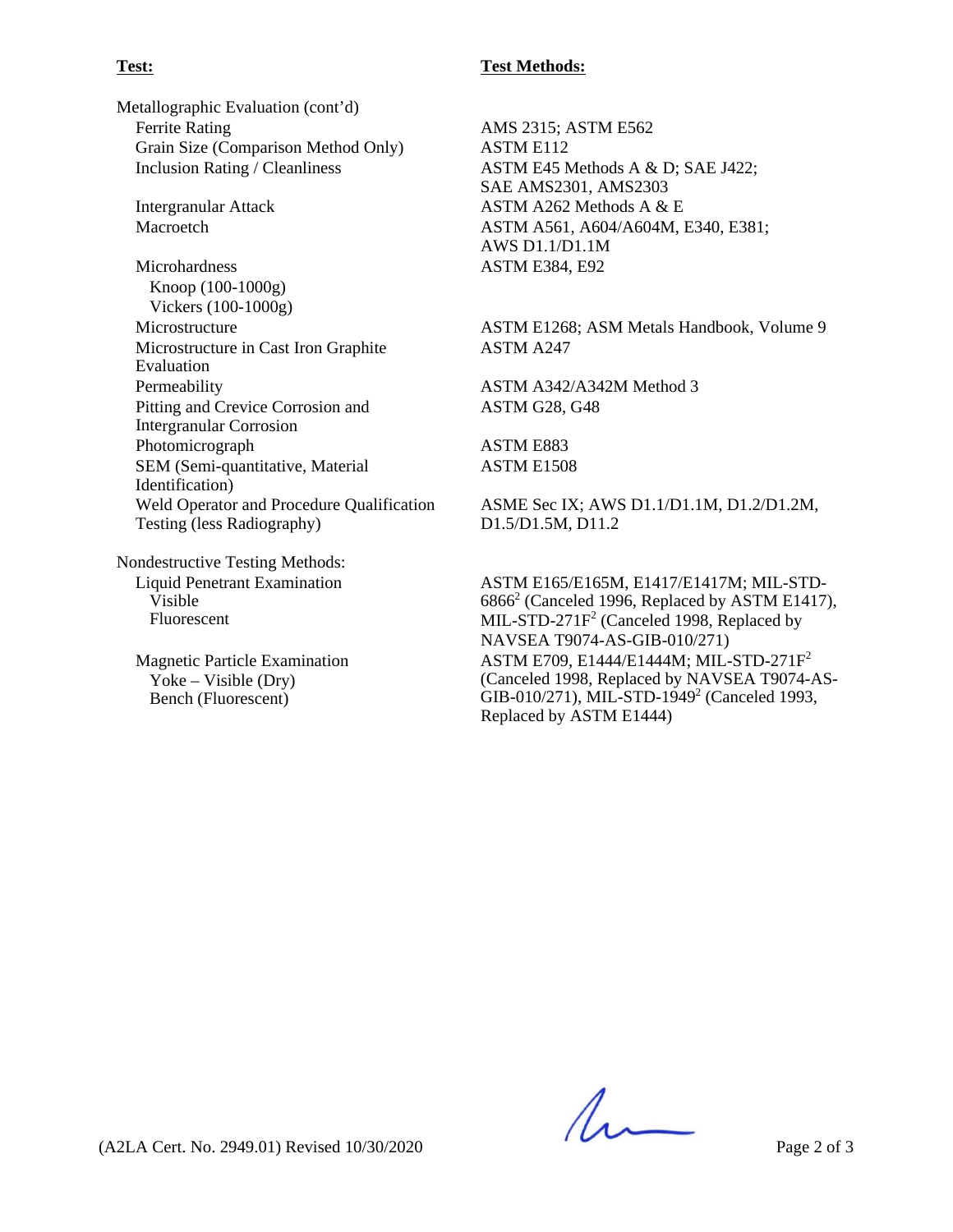| Test: | Test Methods: |
|---|---|
| Metallographic Evaluation (cont'd) | |
| Ferrite Rating | AMS 2315; ASTM E562 |
| Grain Size (Comparison Method Only) | ASTM E112 |
| Inclusion Rating / Cleanliness | ASTM E45 Methods A & D; SAE J422; SAE AMS2301, AMS2303 |
| Intergranular Attack | ASTM A262 Methods A & E |
| Macroetch | ASTM A561, A604/A604M, E340, E381; AWS D1.1/D1.1M |
| Microhardness<br>Knoop (100-1000g)<br>Vickers (100-1000g) | ASTM E384, E92 |
| Microstructure | ASTM E1268; ASM Metals Handbook, Volume 9 |
| Microstructure in Cast Iron Graphite Evaluation | ASTM A247 |
| Permeability | ASTM A342/A342M Method 3 |
| Pitting and Crevice Corrosion and Intergranular Corrosion | ASTM G28, G48 |
| Photomicrograph | ASTM E883 |
| SEM (Semi-quantitative, Material Identification) | ASTM E1508 |
| Weld Operator and Procedure Qualification Testing (less Radiography) | ASME Sec IX; AWS D1.1/D1.1M, D1.2/D1.2M, D1.5/D1.5M, D11.2 |
| Nondestructive Testing Methods: | |
| Liquid Penetrant Examination<br>Visible<br>Fluorescent | ASTM E165/E165M, E1417/E1417M; MIL-STD-6866[2] (Canceled 1996, Replaced by ASTM E1417), MIL-STD-271F[2] (Canceled 1998, Replaced by NAVSEA T9074-AS-GIB-010/271) |
| Magnetic Particle Examination<br>Yoke – Visible (Dry)<br>Bench (Fluorescent) | ASTM E709, E1444/E1444M; MIL-STD-271F[2] (Canceled 1998, Replaced by NAVSEA T9074-AS-GIB-010/271), MIL-STD-1949[2] (Canceled 1993, Replaced by ASTM E1444) |

(A2LA Cert. No. 2949.01) Revised 10/30/2020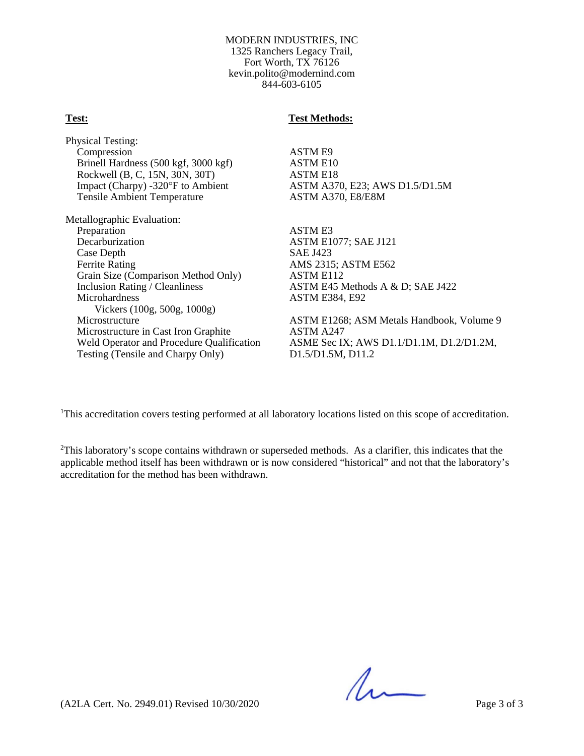MODERN INDUSTRIES, INC
1325 Ranchers Legacy Trail,
Fort Worth, TX 76126
kevin.polito@modernind.com
844-603-6105

| **Test:** | **Test Methods:** |
|---|---|
| Physical Testing: | |
| Compression | ASTM E9 |
| Brinell Hardness (500 kgf, 3000 kgf) | ASTM E10 |
| Rockwell (B, C, 15N, 30N, 30T) | ASTM E18 |
| Impact (Charpy) -320°F to Ambient | ASTM A370, E23; AWS D1.5/D1.5M |
| Tensile Ambient Temperature | ASTM A370, E8/E8M |
| Metallographic Evaluation: | |
| Preparation | ASTM E3 |
| Decarburization | ASTM E1077; SAE J121 |
| Case Depth | SAE J423 |
| Ferrite Rating | AMS 2315; ASTM E562 |
| Grain Size (Comparison Method Only) | ASTM E112 |
| Inclusion Rating / Cleanliness | ASTM E45 Methods A & D; SAE J422 |
| Microhardness Vickers (100g, 500g, 1000g) | ASTM E384, E92 |
| Microstructure | ASTM E1268; ASM Metals Handbook, Volume 9 |
| Microstructure in Cast Iron Graphite | ASTM A247 |
| Weld Operator and Procedure Qualification Testing (Tensile and Charpy Only) | ASME Sec IX; AWS D1.1/D1.1M, D1.2/D1.2M, D1.5/D1.5M, D11.2 |

[1]This accreditation covers testing performed at all laboratory locations listed on this scope of accreditation.

[2]This laboratory's scope contains withdrawn or superseded methods. As a clarifier, this indicates that the applicable method itself has been withdrawn or is now considered "historical" and not that the laboratory's accreditation for the method has been withdrawn.

(A2LA Cert. No. 2949.01) Revised 10/30/2020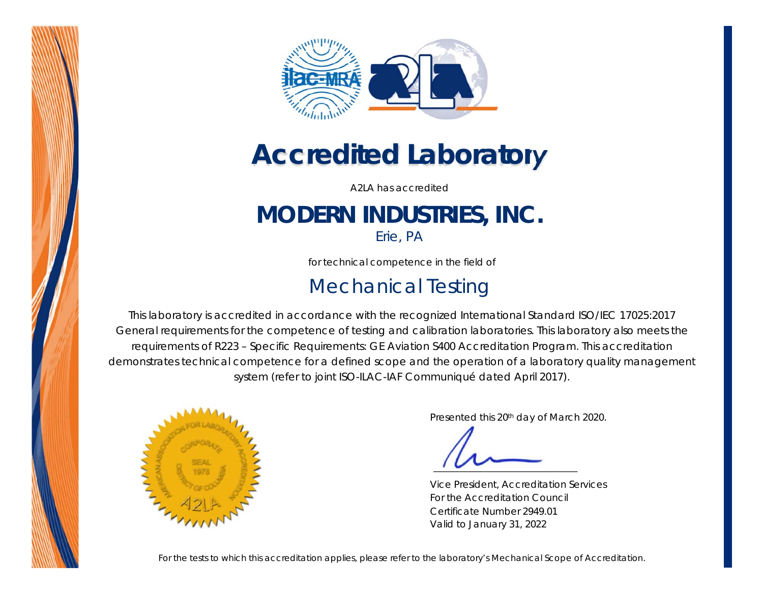# Accredited Laboratory

A2LA has accredited

## MODERN INDUSTRIES, INC.

Erie, PA

for technical competence in the field of

## Mechanical Testing

This laboratory is accredited in accordance with the recognized International Standard ISO/IEC 17025:2017 General requirements for the competence of testing and calibration laboratories. This laboratory also meets the requirements of R223 – Specific Requirements: GE Aviation S400 Accreditation Program. This accreditation demonstrates technical competence for a defined scope and the operation of a laboratory quality management system (refer to joint ISO-ILAC-IAF Communiqué dated April 2017).

Presented this 20th day of March 2020.

Vice President, Accreditation Services
For the Accreditation Council
Certificate Number 2949.01
Valid to January 31, 2022

For the tests to which this accreditation applies, please refer to the laboratory's Mechanical Scope of Accreditation.